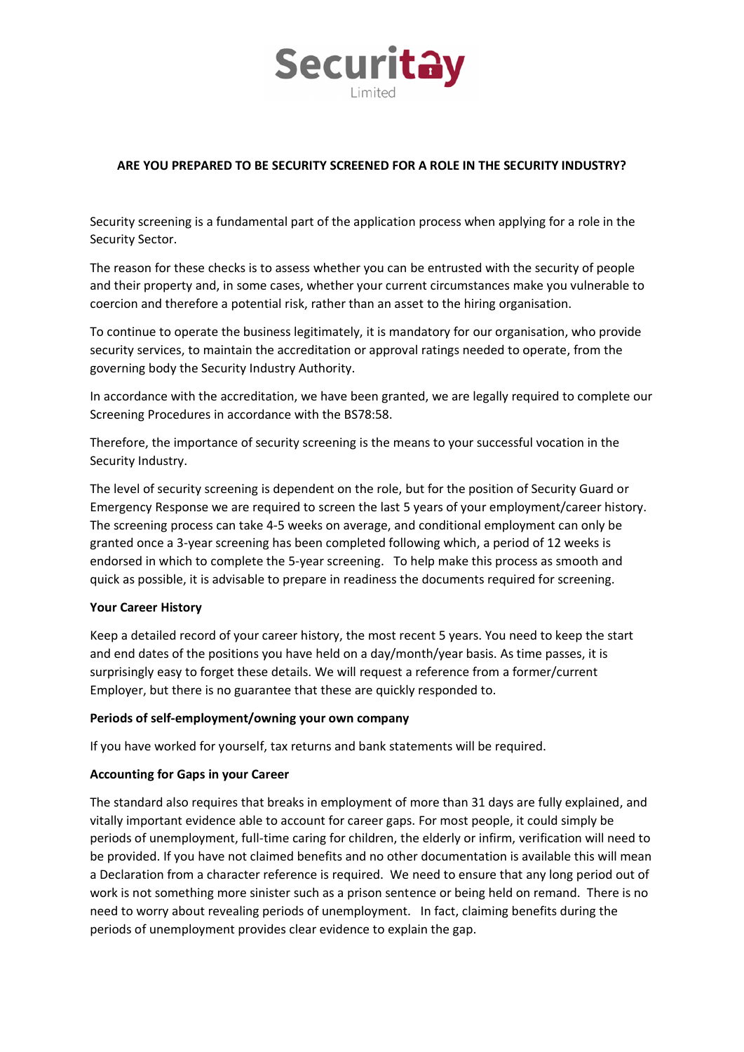Securitay
Limited

**ARE YOU PREPARED TO BE SECURITY SCREENED FOR A ROLE IN THE SECURITY INDUSTRY?**

Security screening is a fundamental part of the application process when applying for a role in the Security Sector.

The reason for these checks is to assess whether you can be entrusted with the security of people and their property and, in some cases, whether your current circumstances make you vulnerable to coercion and therefore a potential risk, rather than an asset to the hiring organisation.

To continue to operate the business legitimately, it is mandatory for our organisation, who provide security services, to maintain the accreditation or approval ratings needed to operate, from the governing body the Security Industry Authority.

In accordance with the accreditation, we have been granted, we are legally required to complete our Screening Procedures in accordance with the BS78:58.

Therefore, the importance of security screening is the means to your successful vocation in the Security Industry.

The level of security screening is dependent on the role, but for the position of Security Guard or Emergency Response we are required to screen the last 5 years of your employment/career history. The screening process can take 4-5 weeks on average, and conditional employment can only be granted once a 3-year screening has been completed following which, a period of 12 weeks is endorsed in which to complete the 5-year screening. To help make this process as smooth and quick as possible, it is advisable to prepare in readiness the documents required for screening.

**Your Career History**

Keep a detailed record of your career history, the most recent 5 years. You need to keep the start and end dates of the positions you have held on a day/month/year basis. As time passes, it is surprisingly easy to forget these details. We will request a reference from a former/current Employer, but there is no guarantee that these are quickly responded to.

**Periods of self-employment/owning your own company**

If you have worked for yourself, tax returns and bank statements will be required.

**Accounting for Gaps in your Career**

The standard also requires that breaks in employment of more than 31 days are fully explained, and vitally important evidence able to account for career gaps. For most people, it could simply be periods of unemployment, full-time caring for children, the elderly or infirm, verification will need to be provided. If you have not claimed benefits and no other documentation is available this will mean a Declaration from a character reference is required. We need to ensure that any long period out of work is not something more sinister such as a prison sentence or being held on remand. There is no need to worry about revealing periods of unemployment. In fact, claiming benefits during the periods of unemployment provides clear evidence to explain the gap.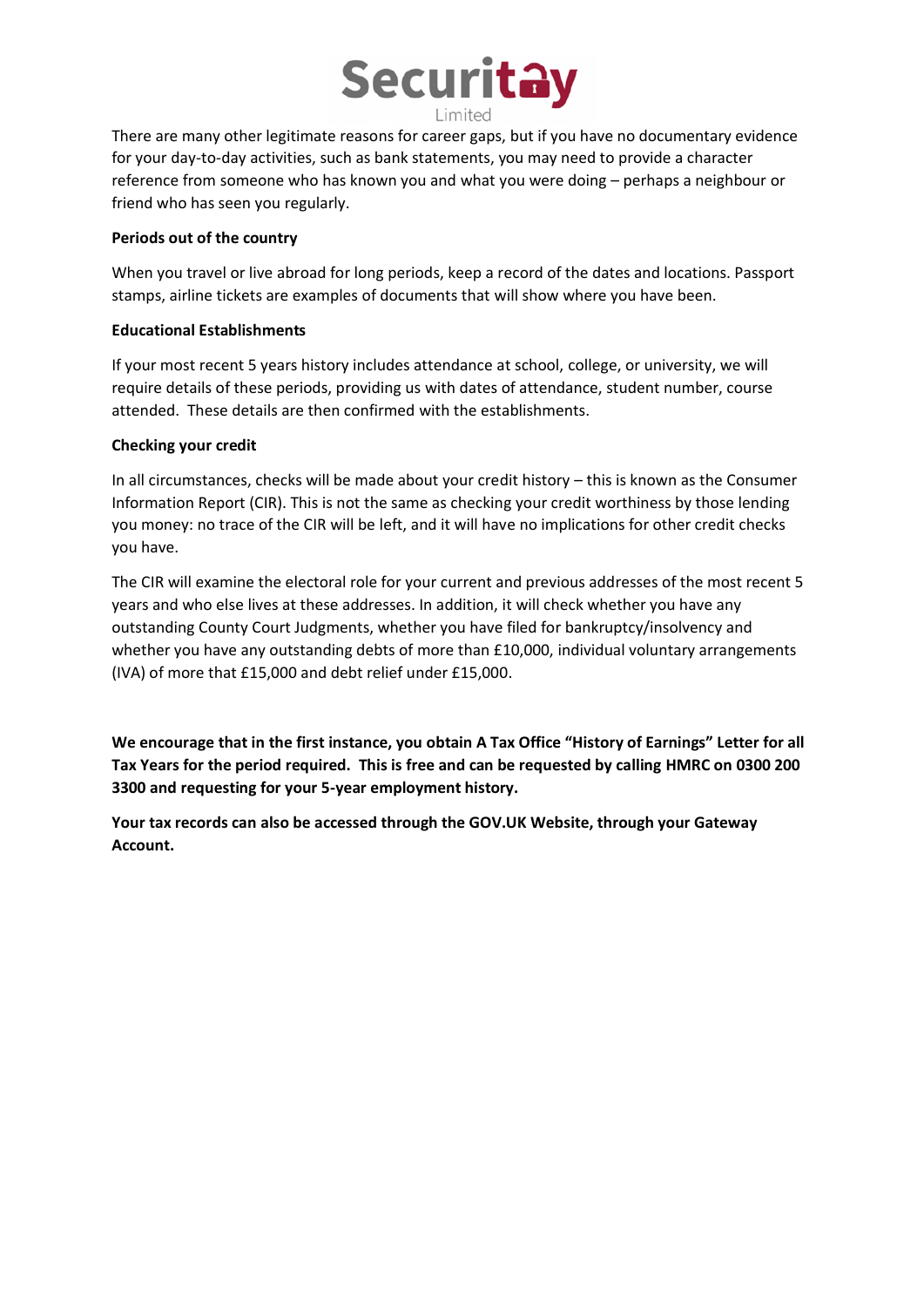There are many other legitimate reasons for career gaps, but if you have no documentary evidence for your day-to-day activities, such as bank statements, you may need to provide a character reference from someone who has known you and what you were doing – perhaps a neighbour or friend who has seen you regularly.

**Periods out of the country**

When you travel or live abroad for long periods, keep a record of the dates and locations. Passport stamps, airline tickets are examples of documents that will show where you have been.

**Educational Establishments**

If your most recent 5 years history includes attendance at school, college, or university, we will require details of these periods, providing us with dates of attendance, student number, course attended. These details are then confirmed with the establishments.

**Checking your credit**

In all circumstances, checks will be made about your credit history – this is known as the Consumer Information Report (CIR). This is not the same as checking your credit worthiness by those lending you money: no trace of the CIR will be left, and it will have no implications for other credit checks you have.

The CIR will examine the electoral role for your current and previous addresses of the most recent 5 years and who else lives at these addresses. In addition, it will check whether you have any outstanding County Court Judgments, whether you have filed for bankruptcy/insolvency and whether you have any outstanding debts of more than £10,000, individual voluntary arrangements (IVA) of more that £15,000 and debt relief under £15,000.

**We encourage that in the first instance, you obtain A Tax Office "History of Earnings" Letter for all Tax Years for the period required. This is free and can be requested by calling HMRC on 0300 200 3300 and requesting for your 5-year employment history.**

**Your tax records can also be accessed through the GOV.UK Website, through your Gateway Account.**